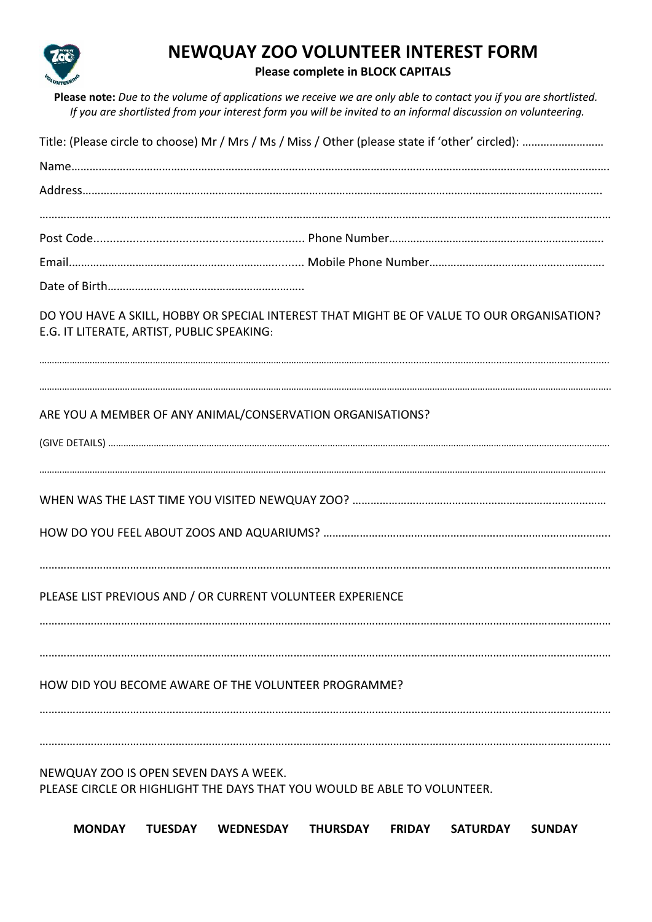# NEWQUAY ZOO VOLUNTEER INTEREST FORM

**Please complete in BLOCK CAPITALS**

**Please note:** *Due to the volume of applications we receive we are only able to contact you if you are shortlisted. If you are shortlisted from your interest form you will be invited to an informal discussion on volunteering.*

Title: (Please circle to choose) Mr / Mrs / Ms / Miss / Other (please state if 'other' circled): ……………………..

Name………………………………………………………………………………………………………………………………………………………….

Address…………………………………………………………………………………………………………………………………………………….

……………………………………………………………………………………………………………………………………………………………………

Post Code................................................................ Phone Number…………………………………………………………….

Email…………………………………………………………….......... Mobile Phone Number………………………………………………….

Date of Birth………………………………………………………..

DO YOU HAVE A SKILL, HOBBY OR SPECIAL INTEREST THAT MIGHT BE OF VALUE TO OUR ORGANISATION? E.G. IT LITERATE, ARTIST, PUBLIC SPEAKING:

……………………………………………………………………………………………………………………………………………………………………

……………………………………………………………………………………………………………………………………………………………………

ARE YOU A MEMBER OF ANY ANIMAL/CONSERVATION ORGANISATIONS?

(GIVE DETAILS) ……………………………………………………………………………………………………………………………………………

……………………………………………………………………………………………………………………………………………………………………

WHEN WAS THE LAST TIME YOU VISITED NEWQUAY ZOO? …………………………………………………………………………

HOW DO YOU FEEL ABOUT ZOOS AND AQUARIUMS? …………………………………………………………………………………..

……………………………………………………………………………………………………………………………………………………………………

PLEASE LIST PREVIOUS AND / OR CURRENT VOLUNTEER EXPERIENCE

……………………………………………………………………………………………………………………………………………………………………

……………………………………………………………………………………………………………………………………………………………………

HOW DID YOU BECOME AWARE OF THE VOLUNTEER PROGRAMME?

……………………………………………………………………………………………………………………………………………………………………

……………………………………………………………………………………………………………………………………………………………………

NEWQUAY ZOO IS OPEN SEVEN DAYS A WEEK.
PLEASE CIRCLE OR HIGHLIGHT THE DAYS THAT YOU WOULD BE ABLE TO VOLUNTEER.

**MONDAY TUESDAY WEDNESDAY THURSDAY FRIDAY SATURDAY SUNDAY**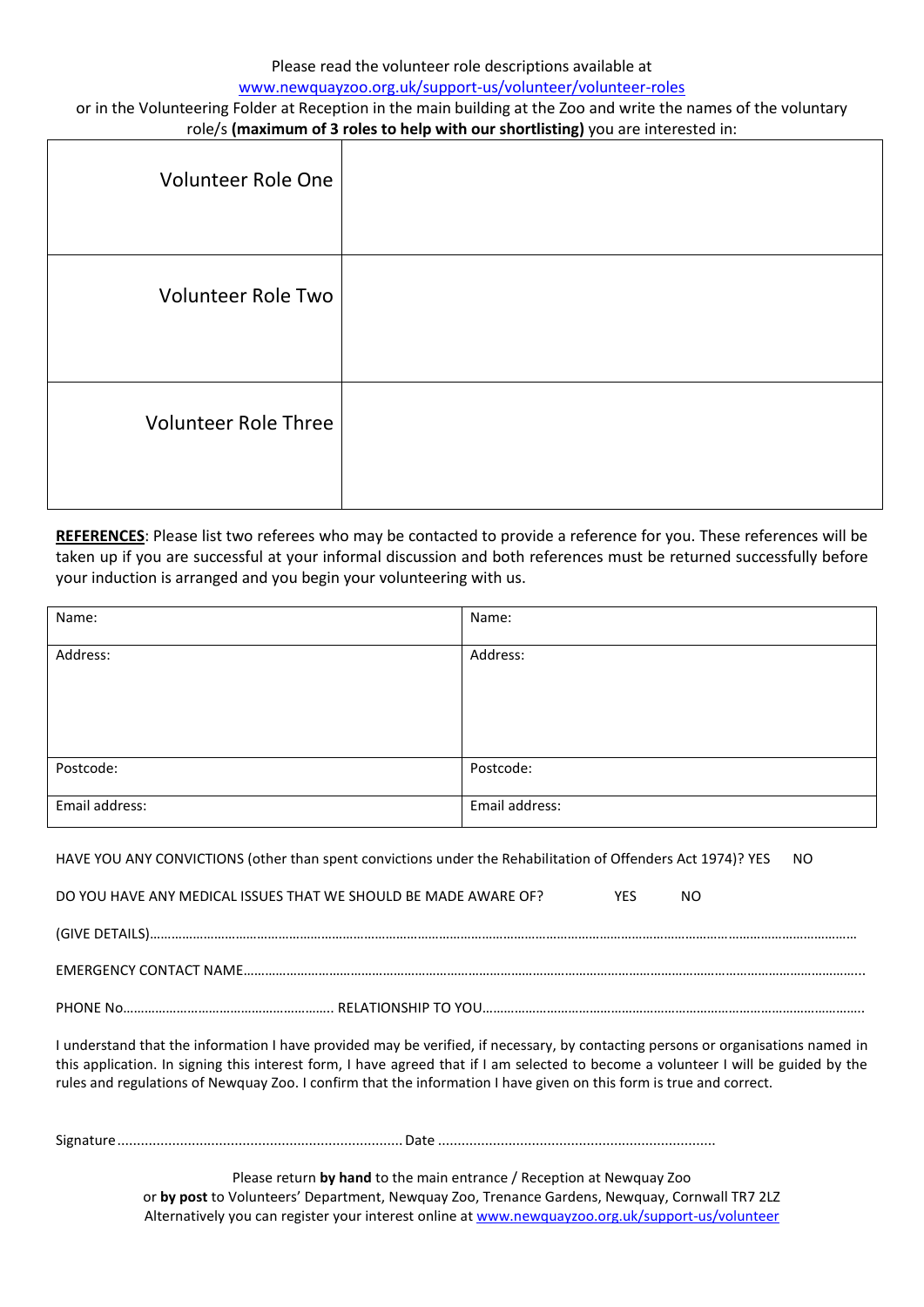Please read the volunteer role descriptions available at
[www.newquayzoo.org.uk/support-us/volunteer/volunteer-roles](www.newquayzoo.org.uk/support-us/volunteer/volunteer-roles)
or in the Volunteering Folder at Reception in the main building at the Zoo and write the names of the voluntary role/s **(maximum of 3 roles to help with our shortlisting)** you are interested in:

| | |
|---|---|
| Volunteer Role One | |
| Volunteer Role Two | |
| Volunteer Role Three | |

**REFERENCES**: Please list two referees who may be contacted to provide a reference for you. These references will be taken up if you are successful at your informal discussion and both references must be returned successfully before your induction is arranged and you begin your volunteering with us.

| | |
|---|---|
| Name: | Name: |
| Address: | Address: |
| Postcode: | Postcode: |
| Email address: | Email address: |

HAVE YOU ANY CONVICTIONS (other than spent convictions under the Rehabilitation of Offenders Act 1974)? YES NO

DO YOU HAVE ANY MEDICAL ISSUES THAT WE SHOULD BE MADE AWARE OF? YES NO

(GIVE DETAILS)……………………………………………………………………………………………………………………………………………………

EMERGENCY CONTACT NAME……………………………………………………………………………………………………………………………..

PHONE No…………………………………………………. RELATIONSHIP TO YOU…………………………………………………………………………….

I understand that the information I have provided may be verified, if necessary, by contacting persons or organisations named in this application. In signing this interest form, I have agreed that if I am selected to become a volunteer I will be guided by the rules and regulations of Newquay Zoo. I confirm that the information I have given on this form is true and correct.

Signature ........................................................................ Date ......................................................................

Please return **by hand** to the main entrance / Reception at Newquay Zoo
or **by post** to Volunteers' Department, Newquay Zoo, Trenance Gardens, Newquay, Cornwall TR7 2LZ
Alternatively you can register your interest online at [www.newquayzoo.org.uk/support-us/volunteer](www.newquayzoo.org.uk/support-us/volunteer)